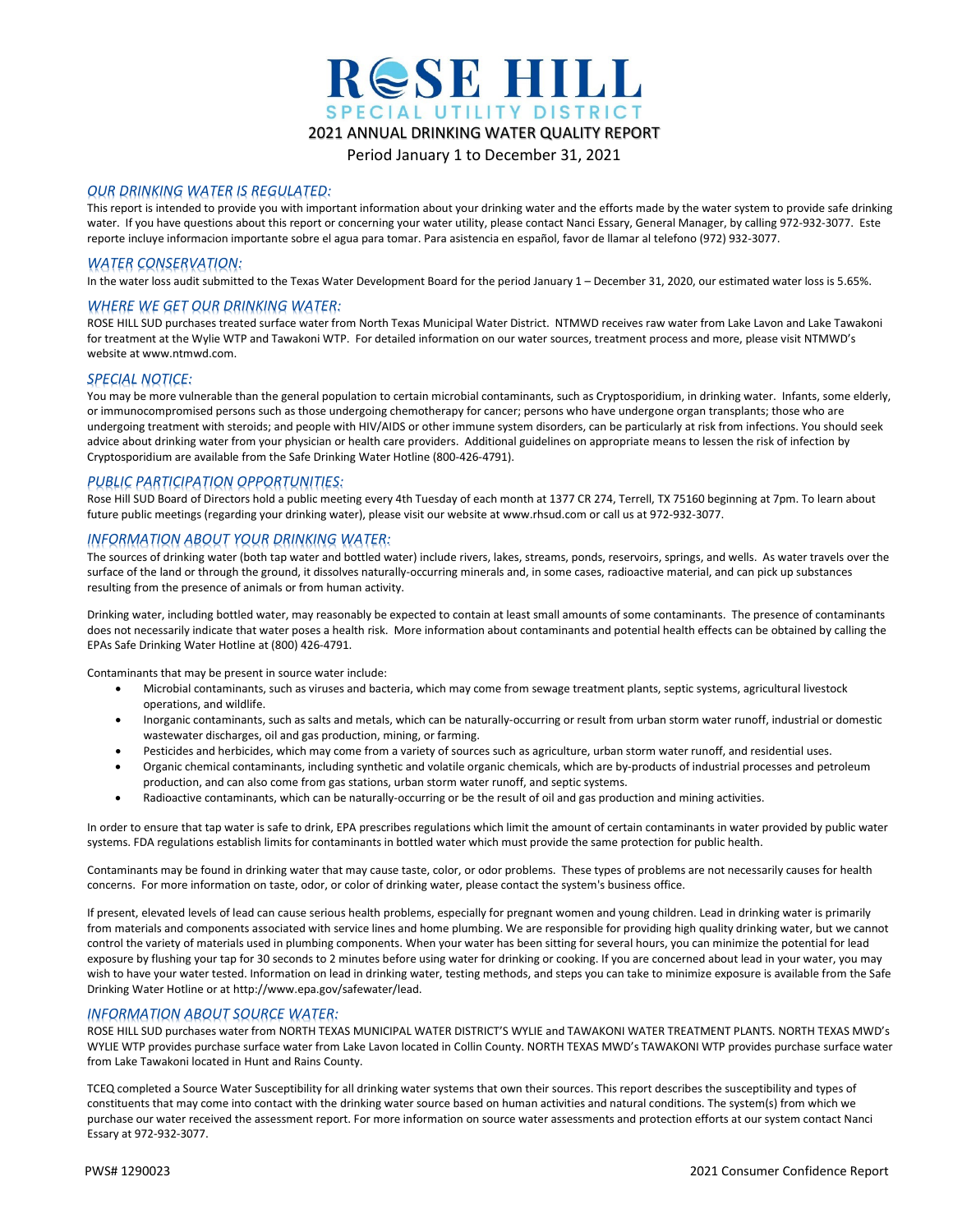# ROSE HILL SPECIAL UTILITY DISTRICT

## 2021 ANNUAL DRINKING WATER QUALITY REPORT

Period January 1 to December 31, 2021

### *OUR DRINKING WATER IS REGULATED:*

This report is intended to provide you with important information about your drinking water and the efforts made by the water system to provide safe drinking water. If you have questions about this report or concerning your water utility, please contact Nanci Essary, General Manager, by calling 972-932-3077. Este reporte incluye informacion importante sobre el agua para tomar. Para asistencia en español, favor de llamar al telefono (972) 932-3077.

### *WATER CONSERVATION:*

In the water loss audit submitted to the Texas Water Development Board for the period January 1 – December 31, 2020, our estimated water loss is 5.65%.

### *WHERE WE GET OUR DRINKING WATER:*

ROSE HILL SUD purchases treated surface water from North Texas Municipal Water District. NTMWD receives raw water from Lake Lavon and Lake Tawakoni for treatment at the Wylie WTP and Tawakoni WTP. For detailed information on our water sources, treatment process and more, please visit NTMWD's website at www.ntmwd.com.

### *SPECIAL NOTICE:*

You may be more vulnerable than the general population to certain microbial contaminants, such as Cryptosporidium, in drinking water. Infants, some elderly, or immunocompromised persons such as those undergoing chemotherapy for cancer; persons who have undergone organ transplants; those who are undergoing treatment with steroids; and people with HIV/AIDS or other immune system disorders, can be particularly at risk from infections. You should seek advice about drinking water from your physician or health care providers. Additional guidelines on appropriate means to lessen the risk of infection by Cryptosporidium are available from the Safe Drinking Water Hotline (800-426-4791).

### *PUBLIC PARTICIPATION OPPORTUNITIES:*

Rose Hill SUD Board of Directors hold a public meeting every 4th Tuesday of each month at 1377 CR 274, Terrell, TX 75160 beginning at 7pm. To learn about future public meetings (regarding your drinking water), please visit our website at www.rhsud.com or call us at 972-932-3077.

### *INFORMATION ABOUT YOUR DRINKING WATER:*

The sources of drinking water (both tap water and bottled water) include rivers, lakes, streams, ponds, reservoirs, springs, and wells. As water travels over the surface of the land or through the ground, it dissolves naturally-occurring minerals and, in some cases, radioactive material, and can pick up substances resulting from the presence of animals or from human activity.

Drinking water, including bottled water, may reasonably be expected to contain at least small amounts of some contaminants. The presence of contaminants does not necessarily indicate that water poses a health risk. More information about contaminants and potential health effects can be obtained by calling the EPAs Safe Drinking Water Hotline at (800) 426-4791.

Contaminants that may be present in source water include:

- Microbial contaminants, such as viruses and bacteria, which may come from sewage treatment plants, septic systems, agricultural livestock operations, and wildlife.
- Inorganic contaminants, such as salts and metals, which can be naturally-occurring or result from urban storm water runoff, industrial or domestic wastewater discharges, oil and gas production, mining, or farming.
- Pesticides and herbicides, which may come from a variety of sources such as agriculture, urban storm water runoff, and residential uses.
- Organic chemical contaminants, including synthetic and volatile organic chemicals, which are by-products of industrial processes and petroleum production, and can also come from gas stations, urban storm water runoff, and septic systems.
- Radioactive contaminants, which can be naturally-occurring or be the result of oil and gas production and mining activities.

In order to ensure that tap water is safe to drink, EPA prescribes regulations which limit the amount of certain contaminants in water provided by public water systems. FDA regulations establish limits for contaminants in bottled water which must provide the same protection for public health.

Contaminants may be found in drinking water that may cause taste, color, or odor problems. These types of problems are not necessarily causes for health concerns. For more information on taste, odor, or color of drinking water, please contact the system's business office.

If present, elevated levels of lead can cause serious health problems, especially for pregnant women and young children. Lead in drinking water is primarily from materials and components associated with service lines and home plumbing. We are responsible for providing high quality drinking water, but we cannot control the variety of materials used in plumbing components. When your water has been sitting for several hours, you can minimize the potential for lead exposure by flushing your tap for 30 seconds to 2 minutes before using water for drinking or cooking. If you are concerned about lead in your water, you may wish to have your water tested. Information on lead in drinking water, testing methods, and steps you can take to minimize exposure is available from the Safe Drinking Water Hotline or at http://www.epa.gov/safewater/lead.

### *INFORMATION ABOUT SOURCE WATER:*

ROSE HILL SUD purchases water from NORTH TEXAS MUNICIPAL WATER DISTRICT'S WYLIE and TAWAKONI WATER TREATMENT PLANTS. NORTH TEXAS MWD's WYLIE WTP provides purchase surface water from Lake Lavon located in Collin County. NORTH TEXAS MWD's TAWAKONI WTP provides purchase surface water from Lake Tawakoni located in Hunt and Rains County.

TCEQ completed a Source Water Susceptibility for all drinking water systems that own their sources. This report describes the susceptibility and types of constituents that may come into contact with the drinking water source based on human activities and natural conditions. The system(s) from which we purchase our water received the assessment report. For more information on source water assessments and protection efforts at our system contact Nanci Essary at 972-932-3077.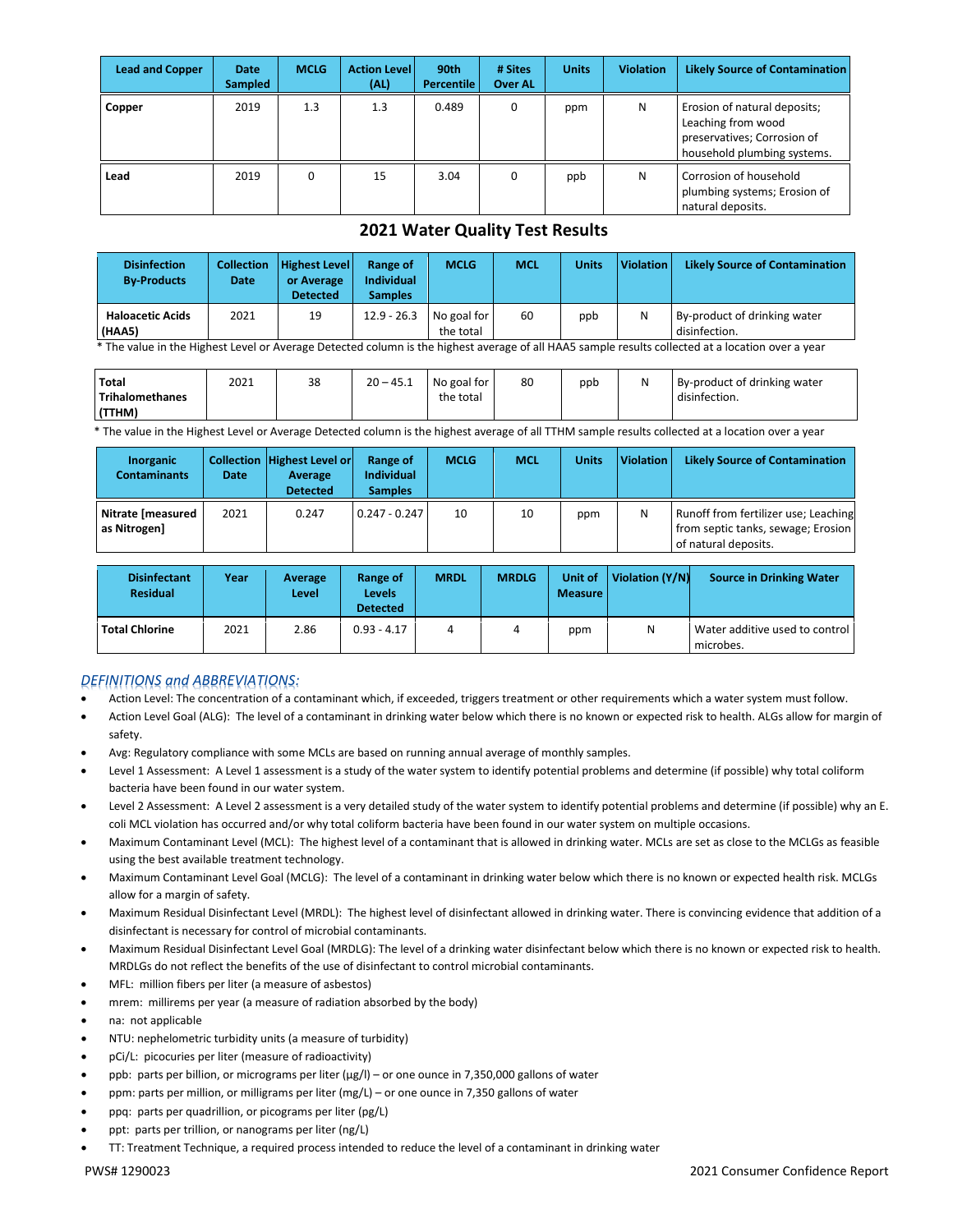| Lead and Copper | Date Sampled | MCLG | Action Level (AL) | 90th Percentile | # Sites Over AL | Units | Violation | Likely Source of Contamination |
|---|---|---|---|---|---|---|---|---|
| **Copper** | 2019 | 1.3 | 1.3 | 0.489 | 0 | ppm | N | Erosion of natural deposits; Leaching from wood preservatives; Corrosion of household plumbing systems. |
| **Lead** | 2019 | 0 | 15 | 3.04 | 0 | ppb | N | Corrosion of household plumbing systems; Erosion of natural deposits. |

## 2021 Water Quality Test Results

| Disinfection By-Products | Collection Date | Highest Level or Average Detected | Range of Individual Samples | MCLG | MCL | Units | Violation | Likely Source of Contamination |
|---|---|---|---|---|---|---|---|---|
| **Haloacetic Acids (HAA5)** | 2021 | 19 | 12.9 - 26.3 | No goal for the total | 60 | ppb | N | By-product of drinking water disinfection. |

* The value in the Highest Level or Average Detected column is the highest average of all HAA5 sample results collected at a location over a year

| Disinfection By-Products | Collection Date | Highest Level or Average Detected | Range of Individual Samples | MCLG | MCL | Units | Violation | Likely Source of Contamination |
|---|---|---|---|---|---|---|---|---|
| **Total Trihalomethanes (TTHM)** | 2021 | 38 | 20 – 45.1 | No goal for the total | 80 | ppb | N | By-product of drinking water disinfection. |

* The value in the Highest Level or Average Detected column is the highest average of all TTHM sample results collected at a location over a year

| Inorganic Contaminants | Collection Date | Highest Level or Average Detected | Range of Individual Samples | MCLG | MCL | Units | Violation | Likely Source of Contamination |
|---|---|---|---|---|---|---|---|---|
| **Nitrate [measured as Nitrogen]** | 2021 | 0.247 | 0.247 - 0.247 | 10 | 10 | ppm | N | Runoff from fertilizer use; Leaching from septic tanks, sewage; Erosion of natural deposits. |

| Disinfectant Residual | Year | Average Level | Range of Levels Detected | MRDL | MRDLG | Unit of Measure | Violation (Y/N) | Source in Drinking Water |
|---|---|---|---|---|---|---|---|---|
| **Total Chlorine** | 2021 | 2.86 | 0.93 - 4.17 | 4 | 4 | ppm | N | Water additive used to control microbes. |

### *DEFINITIONS and ABBREVIATIONS:*

- Action Level: The concentration of a contaminant which, if exceeded, triggers treatment or other requirements which a water system must follow.
- Action Level Goal (ALG): The level of a contaminant in drinking water below which there is no known or expected risk to health. ALGs allow for margin of safety.
- Avg: Regulatory compliance with some MCLs are based on running annual average of monthly samples.
- Level 1 Assessment: A Level 1 assessment is a study of the water system to identify potential problems and determine (if possible) why total coliform bacteria have been found in our water system.
- Level 2 Assessment: A Level 2 assessment is a very detailed study of the water system to identify potential problems and determine (if possible) why an E. coli MCL violation has occurred and/or why total coliform bacteria have been found in our water system on multiple occasions.
- Maximum Contaminant Level (MCL): The highest level of a contaminant that is allowed in drinking water. MCLs are set as close to the MCLGs as feasible using the best available treatment technology.
- Maximum Contaminant Level Goal (MCLG): The level of a contaminant in drinking water below which there is no known or expected health risk. MCLGs allow for a margin of safety.
- Maximum Residual Disinfectant Level (MRDL): The highest level of disinfectant allowed in drinking water. There is convincing evidence that addition of a disinfectant is necessary for control of microbial contaminants.
- Maximum Residual Disinfectant Level Goal (MRDLG): The level of a drinking water disinfectant below which there is no known or expected risk to health. MRDLGs do not reflect the benefits of the use of disinfectant to control microbial contaminants.
- MFL: million fibers per liter (a measure of asbestos)
- mrem: millirems per year (a measure of radiation absorbed by the body)
- na: not applicable
- NTU: nephelometric turbidity units (a measure of turbidity)
- pCi/L: picocuries per liter (measure of radioactivity)
- ppb: parts per billion, or micrograms per liter (µg/l) – or one ounce in 7,350,000 gallons of water
- ppm: parts per million, or milligrams per liter (mg/L) – or one ounce in 7,350 gallons of water
- ppq: parts per quadrillion, or picograms per liter (pg/L)
- ppt: parts per trillion, or nanograms per liter (ng/L)
- TT: Treatment Technique, a required process intended to reduce the level of a contaminant in drinking water

PWS# 1290023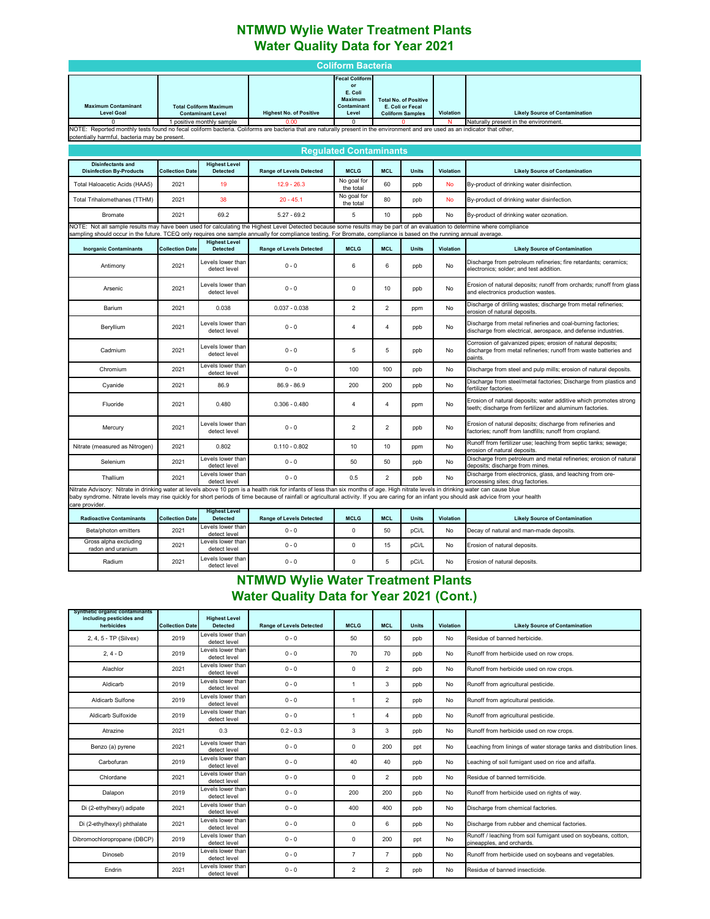# NTMWD Wylie Water Treatment Plants
# Water Quality Data for Year 2021

## Coliform Bacteria

| Maximum Contaminant Level Goal | Total Coliform Maximum Contaminant Level | Highest No. of Positive | Fecal Coliform or E. Coli Maximum Contaminant Level | Total No. of Positive E. Coli or Fecal Coliform Samples | Violation | Likely Source of Contamination |
|---|---|---|---|---|---|---|
| 0 | 1 positive monthly sample | 0.00 | 0 | 0 | N | Naturally present in the environment. |

NOTE: Reported monthly tests found no fecal coliform bacteria. Coliforms are bacteria that are naturally present in the environment and are used as an indicator that other, potentially harmful, bacteria may be present.

## Regulated Contaminants

| Disinfectants and Disinfection By-Products | Collection Date | Highest Level Detected | Range of Levels Detected | MCLG | MCL | Units | Violation | Likely Source of Contamination |
|---|---|---|---|---|---|---|---|---|
| Total Haloacetic Acids (HAA5) | 2021 | 19 | 12.9 - 26.3 | No goal for the total | 60 | ppb | No | By-product of drinking water disinfection. |
| Total Trihalomethanes (TTHM) | 2021 | 38 | 20 - 45.1 | No goal for the total | 80 | ppb | No | By-product of drinking water disinfection. |
| Bromate | 2021 | 69.2 | 5.27 - 69.2 | 5 | 10 | ppb | No | By-product of drinking water ozonation. |

NOTE: Not all sample results may have been used for calculating the Highest Level Detected because some results may be part of an evaluation to determine where compliance sampling should occur in the future. TCEQ only requires one sample annually for compliance testing. For Bromate, compliance is based on the running annual average.

| Inorganic Contaminants | Collection Date | Highest Level Detected | Range of Levels Detected | MCLG | MCL | Units | Violation | Likely Source of Contamination |
|---|---|---|---|---|---|---|---|---|
| Antimony | 2021 | Levels lower than detect level | 0 - 0 | 6 | 6 | ppb | No | Discharge from petroleum refineries; fire retardants; ceramics; electronics; solder; and test addition. |
| Arsenic | 2021 | Levels lower than detect level | 0 - 0 | 0 | 10 | ppb | No | Erosion of natural deposits; runoff from orchards; runoff from glass and electronics production wastes. |
| Barium | 2021 | 0.038 | 0.037 - 0.038 | 2 | 2 | ppm | No | Discharge of drilling wastes; discharge from metal refineries; erosion of natural deposits. |
| Beryllium | 2021 | Levels lower than detect level | 0 - 0 | 4 | 4 | ppb | No | Discharge from metal refineries and coal-burning factories; discharge from electrical, aerospace, and defense industries. |
| Cadmium | 2021 | Levels lower than detect level | 0 - 0 | 5 | 5 | ppb | No | Corrosion of galvanized pipes; erosion of natural deposits; discharge from metal refineries; runoff from waste batteries and paints. |
| Chromium | 2021 | Levels lower than detect level | 0 - 0 | 100 | 100 | ppb | No | Discharge from steel and pulp mills; erosion of natural deposits. |
| Cyanide | 2021 | 86.9 | 86.9 - 86.9 | 200 | 200 | ppb | No | Discharge from steel/metal factories; Discharge from plastics and fertilizer factories. |
| Fluoride | 2021 | 0.480 | 0.306 - 0.480 | 4 | 4 | ppm | No | Erosion of natural deposits; water additive which promotes strong teeth; discharge from fertilizer and aluminum factories. |
| Mercury | 2021 | Levels lower than detect level | 0 - 0 | 2 | 2 | ppb | No | Erosion of natural deposits; discharge from refineries and factories; runoff from landfills; runoff from cropland. |
| Nitrate (measured as Nitrogen) | 2021 | 0.802 | 0.110 - 0.802 | 10 | 10 | ppm | No | Runoff from fertilizer use; leaching from septic tanks; sewage; erosion of natural deposits. |
| Selenium | 2021 | Levels lower than detect level | 0 - 0 | 50 | 50 | ppb | No | Discharge from petroleum and metal refineries; erosion of natural deposits; discharge from mines. |
| Thallium | 2021 | Levels lower than detect level | 0 - 0 | 0.5 | 2 | ppb | No | Discharge from electronics, glass, and leaching from ore-processing sites; drug factories. |

Nitrate Advisory: Nitrate in drinking water at levels above 10 ppm is a health risk for infants of less than six months of age. High nitrate levels in drinking water can cause blue baby syndrome. Nitrate levels may rise quickly for short periods of time because of rainfall or agricultural activity. If you are caring for an infant you should ask advice from your health care provider.

| Radioactive Contaminants | Collection Date | Highest Level Detected | Range of Levels Detected | MCLG | MCL | Units | Violation | Likely Source of Contamination |
|---|---|---|---|---|---|---|---|---|
| Beta/photon emitters | 2021 | Levels lower than detect level | 0 - 0 | 0 | 50 | pCi/L | No | Decay of natural and man-made deposits. |
| Gross alpha excluding radon and uranium | 2021 | Levels lower than detect level | 0 - 0 | 0 | 15 | pCi/L | No | Erosion of natural deposits. |
| Radium | 2021 | Levels lower than detect level | 0 - 0 | 0 | 5 | pCi/L | No | Erosion of natural deposits. |

# NTMWD Wylie Water Treatment Plants
# Water Quality Data for Year 2021 (Cont.)

| Synthetic organic contaminants including pesticides and herbicides | Collection Date | Highest Level Detected | Range of Levels Detected | MCLG | MCL | Units | Violation | Likely Source of Contamination |
|---|---|---|---|---|---|---|---|---|
| 2, 4, 5 - TP (Silvex) | 2019 | Levels lower than detect level | 0 - 0 | 50 | 50 | ppb | No | Residue of banned herbicide. |
| 2, 4 - D | 2019 | Levels lower than detect level | 0 - 0 | 70 | 70 | ppb | No | Runoff from herbicide used on row crops. |
| Alachlor | 2021 | Levels lower than detect level | 0 - 0 | 0 | 2 | ppb | No | Runoff from herbicide used on row crops. |
| Aldicarb | 2019 | Levels lower than detect level | 0 - 0 | 1 | 3 | ppb | No | Runoff from agricultural pesticide. |
| Aldicarb Sulfone | 2019 | Levels lower than detect level | 0 - 0 | 1 | 2 | ppb | No | Runoff from agricultural pesticide. |
| Aldicarb Sulfoxide | 2019 | Levels lower than detect level | 0 - 0 | 1 | 4 | ppb | No | Runoff from agricultural pesticide. |
| Atrazine | 2021 | 0.3 | 0.2 - 0.3 | 3 | 3 | ppb | No | Runoff from herbicide used on row crops. |
| Benzo (a) pyrene | 2021 | Levels lower than detect level | 0 - 0 | 0 | 200 | ppt | No | Leaching from linings of water storage tanks and distribution lines. |
| Carbofuran | 2019 | Levels lower than detect level | 0 - 0 | 40 | 40 | ppb | No | Leaching of soil fumigant used on rice and alfalfa. |
| Chlordane | 2021 | Levels lower than detect level | 0 - 0 | 0 | 2 | ppb | No | Residue of banned termiticide. |
| Dalapon | 2019 | Levels lower than detect level | 0 - 0 | 200 | 200 | ppb | No | Runoff from herbicide used on rights of way. |
| Di (2-ethylhexyl) adipate | 2021 | Levels lower than detect level | 0 - 0 | 400 | 400 | ppb | No | Discharge from chemical factories. |
| Di (2-ethylhexyl) phthalate | 2021 | Levels lower than detect level | 0 - 0 | 0 | 6 | ppb | No | Discharge from rubber and chemical factories. |
| Dibromochloropropane (DBCP) | 2019 | Levels lower than detect level | 0 - 0 | 0 | 200 | ppt | No | Runoff / leaching from soil fumigant used on soybeans, cotton, pineapples, and orchards. |
| Dinoseb | 2019 | Levels lower than detect level | 0 - 0 | 7 | 7 | ppb | No | Runoff from herbicide used on soybeans and vegetables. |
| Endrin | 2021 | Levels lower than detect level | 0 - 0 | 2 | 2 | ppb | No | Residue of banned insecticide. |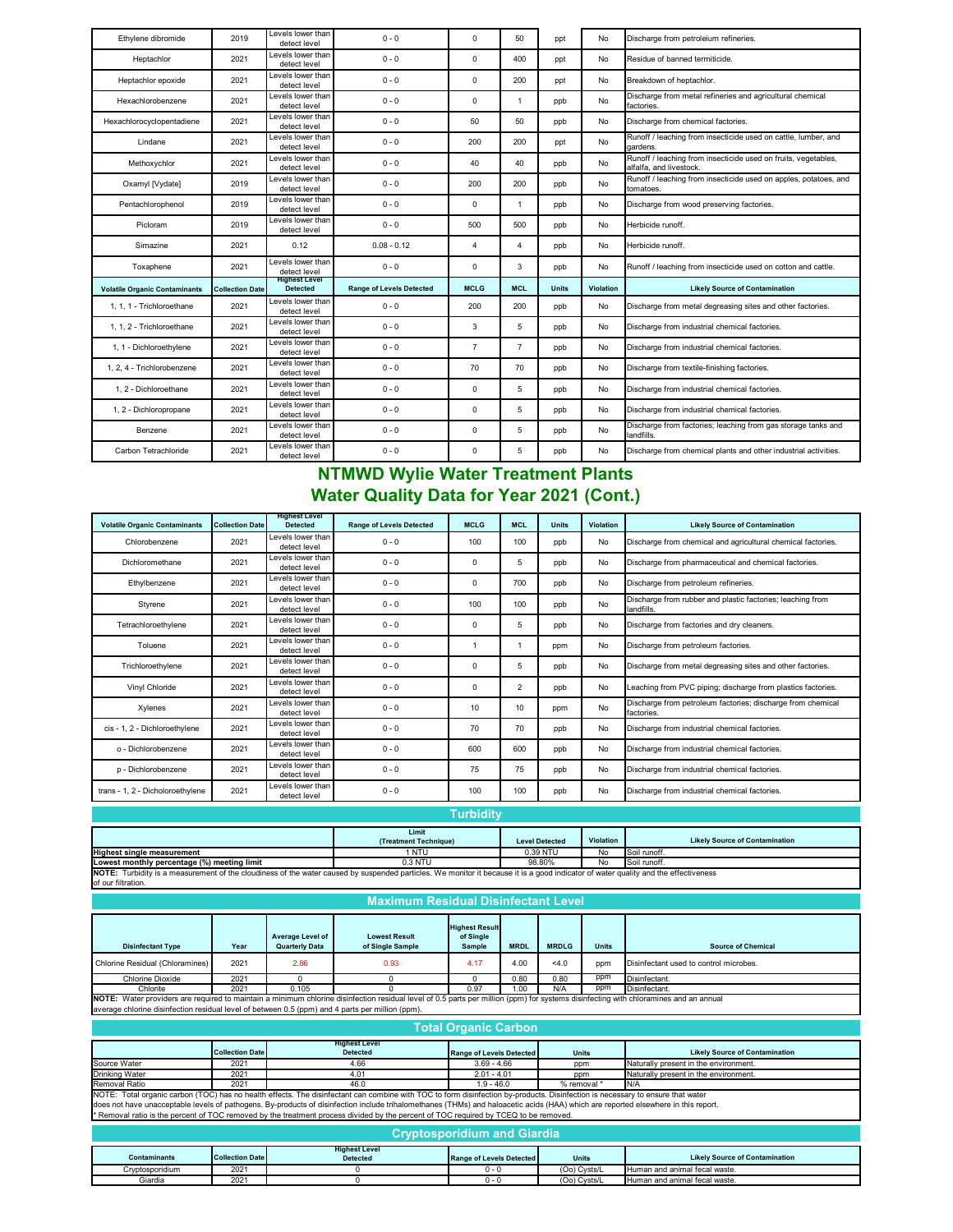| | | | | | | | | |
|---|---|---|---|---|---|---|---|---|
| Ethylene dibromide | 2019 | Levels lower than detect level | 0 - 0 | 0 | 50 | ppt | No | Discharge from petroleium refineries. |
| Heptachlor | 2021 | Levels lower than detect level | 0 - 0 | 0 | 400 | ppt | No | Residue of banned termiticide. |
| Heptachlor epoxide | 2021 | Levels lower than detect level | 0 - 0 | 0 | 200 | ppt | No | Breakdown of heptachlor. |
| Hexachlorobenzene | 2021 | Levels lower than detect level | 0 - 0 | 0 | 1 | ppb | No | Discharge from metal refineries and agricultural chemical factories. |
| Hexachlorocyclopentadiene | 2021 | Levels lower than detect level | 0 - 0 | 50 | 50 | ppb | No | Discharge from chemical factories. |
| Lindane | 2021 | Levels lower than detect level | 0 - 0 | 200 | 200 | ppt | No | Runoff / leaching from insecticide used on cattle, lumber, and gardens. |
| Methoxychlor | 2021 | Levels lower than detect level | 0 - 0 | 40 | 40 | ppb | No | Runoff / leaching from insecticide used on fruits, vegetables, alfalfa, and livestock. |
| Oxamyl [Vydate] | 2019 | Levels lower than detect level | 0 - 0 | 200 | 200 | ppb | No | Runoff / leaching from insecticide used on apples, potatoes, and tomatoes. |
| Pentachlorophenol | 2019 | Levels lower than detect level | 0 - 0 | 0 | 1 | ppb | No | Discharge from wood preserving factories. |
| Picloram | 2019 | Levels lower than detect level | 0 - 0 | 500 | 500 | ppb | No | Herbicide runoff. |
| Simazine | 2021 | 0.12 | 0.08 - 0.12 | 4 | 4 | ppb | No | Herbicide runoff. |
| Toxaphene | 2021 | Levels lower than detect level | 0 - 0 | 0 | 3 | ppb | No | Runoff / leaching from insecticide used on cotton and cattle. |

| Volatile Organic Contaminants | Collection Date | Highest Level Detected | Range of Levels Detected | MCLG | MCL | Units | Violation | Likely Source of Contamination |
|---|---|---|---|---|---|---|---|---|
| 1, 1, 1 - Trichloroethane | 2021 | Levels lower than detect level | 0 - 0 | 200 | 200 | ppb | No | Discharge from metal degreasing sites and other factories. |
| 1, 1, 2 - Trichloroethane | 2021 | Levels lower than detect level | 0 - 0 | 3 | 5 | ppb | No | Discharge from industrial chemical factories. |
| 1, 1 - Dichloroethylene | 2021 | Levels lower than detect level | 0 - 0 | 7 | 7 | ppb | No | Discharge from industrial chemical factories. |
| 1, 2, 4 - Trichlorobenzene | 2021 | Levels lower than detect level | 0 - 0 | 70 | 70 | ppb | No | Discharge from textile-finishing factories. |
| 1, 2 - Dichloroethane | 2021 | Levels lower than detect level | 0 - 0 | 0 | 5 | ppb | No | Discharge from industrial chemical factories. |
| 1, 2 - Dichloropropane | 2021 | Levels lower than detect level | 0 - 0 | 0 | 5 | ppb | No | Discharge from industrial chemical factories. |
| Benzene | 2021 | Levels lower than detect level | 0 - 0 | 0 | 5 | ppb | No | Discharge from factories; leaching from gas storage tanks and landfills. |
| Carbon Tetrachloride | 2021 | Levels lower than detect level | 0 - 0 | 0 | 5 | ppb | No | Discharge from chemical plants and other industrial activities. |

## NTMWD Wylie Water Treatment Plants
## Water Quality Data for Year 2021 (Cont.)

| Volatile Organic Contaminants | Collection Date | Highest Level Detected | Range of Levels Detected | MCLG | MCL | Units | Violation | Likely Source of Contamination |
|---|---|---|---|---|---|---|---|---|
| Chlorobenzene | 2021 | Levels lower than detect level | 0 - 0 | 100 | 100 | ppb | No | Discharge from chemical and agricultural chemical factories. |
| Dichloromethane | 2021 | Levels lower than detect level | 0 - 0 | 0 | 5 | ppb | No | Discharge from pharmaceutical and chemical factories. |
| Ethylbenzene | 2021 | Levels lower than detect level | 0 - 0 | 0 | 700 | ppb | No | Discharge from petroleum refineries. |
| Styrene | 2021 | Levels lower than detect level | 0 - 0 | 100 | 100 | ppb | No | Discharge from rubber and plastic factories; leaching from landfills. |
| Tetrachloroethylene | 2021 | Levels lower than detect level | 0 - 0 | 0 | 5 | ppb | No | Discharge from factories and dry cleaners. |
| Toluene | 2021 | Levels lower than detect level | 0 - 0 | 1 | 1 | ppm | No | Discharge from petroleum factories. |
| Trichloroethylene | 2021 | Levels lower than detect level | 0 - 0 | 0 | 5 | ppb | No | Discharge from metal degreasing sites and other factories. |
| Vinyl Chloride | 2021 | Levels lower than detect level | 0 - 0 | 0 | 2 | ppb | No | Leaching from PVC piping; discharge from plastics factories. |
| Xylenes | 2021 | Levels lower than detect level | 0 - 0 | 10 | 10 | ppm | No | Discharge from petroleum factories; discharge from chemical factories. |
| cis - 1, 2 - Dichloroethylene | 2021 | Levels lower than detect level | 0 - 0 | 70 | 70 | ppb | No | Discharge from industrial chemical factories. |
| o - Dichlorobenzene | 2021 | Levels lower than detect level | 0 - 0 | 600 | 600 | ppb | No | Discharge from industrial chemical factories. |
| p - Dichlorobenzene | 2021 | Levels lower than detect level | 0 - 0 | 75 | 75 | ppb | No | Discharge from industrial chemical factories. |
| trans - 1, 2 - Dicholoroethylene | 2021 | Levels lower than detect level | 0 - 0 | 100 | 100 | ppb | No | Discharge from industrial chemical factories. |

## Turbidity

| | Limit (Treatment Technique) | Level Detected | Violation | Likely Source of Contamination |
|---|---|---|---|---|
| **Highest single measurement** | 1 NTU | 0.39 NTU | No | Soil runoff. |
| **Lowest monthly percentage (%) meeting limit** | 0.3 NTU | 98.80% | No | Soil runoff. |

**NOTE:** Turbidity is a measurement of the cloudiness of the water caused by suspended particles. We monitor it because it is a good indicator of water quality and the effectiveness of our filtration.

## Maximum Residual Disinfectant Level

| Disinfectant Type | Year | Average Level of Quarterly Data | Lowest Result of Single Sample | Highest Result of Single Sample | MRDL | MRDLG | Units | Source of Chemical |
|---|---|---|---|---|---|---|---|---|
| Chlorine Residual (Chloramines) | 2021 | 2.86 | 0.93 | 4.17 | 4.00 | <4.0 | ppm | Disinfectant used to control microbes. |
| Chlorine Dioxide | 2021 | 0 | 0 | 0 | 0.80 | 0.80 | ppm | Disinfectant. |
| Chlorite | 2021 | 0.105 | 0 | 0.97 | 1.00 | N/A | ppm | Disinfectant. |

**NOTE:** Water providers are required to maintain a minimum chlorine disinfection residual level of 0.5 parts per million (ppm) for systems disinfecting with chloramines and an annual average chlorine disinfection residual level of between 0.5 (ppm) and 4 parts per million (ppm).

## Total Organic Carbon

| | Collection Date | Highest Level Detected | Range of Levels Detected | Units | Likely Source of Contamination |
|---|---|---|---|---|---|
| Source Water | 2021 | 4.66 | 3.69 - 4.66 | ppm | Naturally present in the environment. |
| Drinking Water | 2021 | 4.01 | 2.01 - 4.01 | ppm | Naturally present in the environment. |
| Removal Ratio | 2021 | 46.0 | 1.9 - 46.0 | % removal * | N/A |

NOTE: Total organic carbon (TOC) has no health effects. The disinfectant can combine with TOC to form disinfection by-products. Disinfection is necessary to ensure that water does not have unacceptable levels of pathogens. By-products of disinfection include trihalomethanes (THMs) and haloacetic acids (HAA) which are reported elsewhere in this report.
* Removal ratio is the percent of TOC removed by the treatment process divided by the percent of TOC required by TCEQ to be removed.

## Cryptosporidium and Giardia

| Contaminants | Collection Date | Highest Level Detected | Range of Levels Detected | Units | Likely Source of Contamination |
|---|---|---|---|---|---|
| Cryptosporidium | 2021 | 0 | 0 - 0 | (Oo) Cysts/L | Human and animal fecal waste. |
| Giardia | 2021 | 0 | 0 - 0 | (Oo) Cysts/L | Human and animal fecal waste. |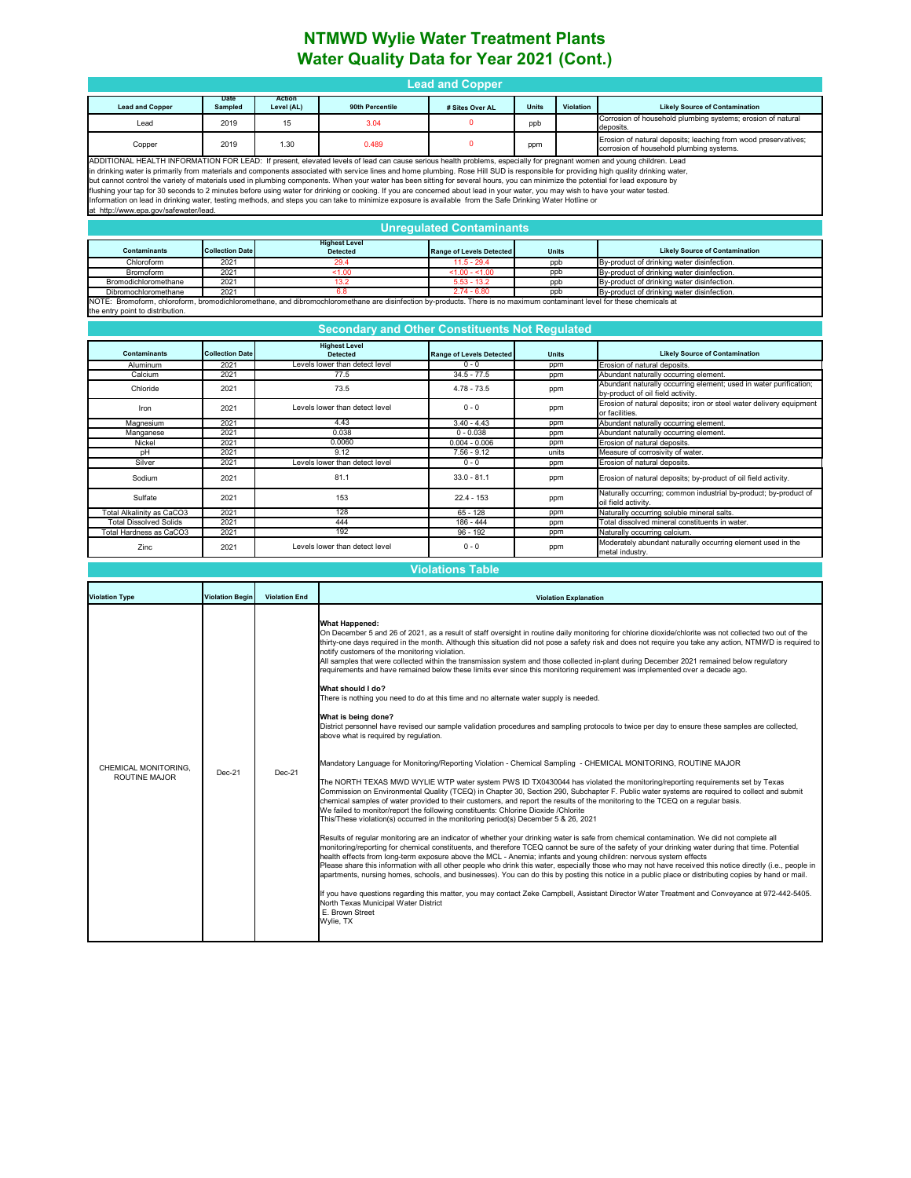# NTMWD Wylie Water Treatment Plants
# Water Quality Data for Year 2021 (Cont.)

## Lead and Copper

| Lead and Copper | Date Sampled | Action Level (AL) | 90th Percentile | # Sites Over AL | Units | Violation | Likely Source of Contamination |
|---|---|---|---|---|---|---|---|
| Lead | 2019 | 15 | 3.04 | 0 | ppb | | Corrosion of household plumbing systems; erosion of natural deposits. |
| Copper | 2019 | 1.30 | 0.489 | 0 | ppm | | Erosion of natural deposits; leaching from wood preservatives; corrosion of household plumbing systems. |

ADDITIONAL HEALTH INFORMATION FOR LEAD: If present, elevated levels of lead can cause serious health problems, especially for pregnant women and young children. Lead in drinking water is primarily from materials and components associated with service lines and home plumbing. Rose Hill SUD is responsible for providing high quality drinking water, but cannot control the variety of materials used in plumbing components. When your water has been sitting for several hours, you can minimize the potential for lead exposure by flushing your tap for 30 seconds to 2 minutes before using water for drinking or cooking. If you are concerned about lead in your water, you may wish to have your water tested. Information on lead in drinking water, testing methods, and steps you can take to minimize exposure is available from the Safe Drinking Water Hotline or at http://www.epa.gov/safewater/lead.

## Unregulated Contaminants

| Contaminants | Collection Date | Highest Level Detected | Range of Levels Detected | Units | Likely Source of Contamination |
|---|---|---|---|---|---|
| Chloroform | 2021 | 29.4 | 11.5 - 29.4 | ppb | By-product of drinking water disinfection. |
| Bromoform | 2021 | <1.00 | <1.00 - <1.00 | ppb | By-product of drinking water disinfection. |
| Bromodichloromethane | 2021 | 13.2 | 5.53 - 13.2 | ppb | By-product of drinking water disinfection. |
| Dibromochloromethane | 2021 | 6.8 | 2.74 - 6.80 | ppb | By-product of drinking water disinfection. |

NOTE: Bromoform, chloroform, bromodichloromethane, and dibromochloromethane are disinfection by-products. There is no maximum contaminant level for these chemicals at the entry point to distribution.

## Secondary and Other Constituents Not Regulated

| Contaminants | Collection Date | Highest Level Detected | Range of Levels Detected | Units | Likely Source of Contamination |
|---|---|---|---|---|---|
| Aluminum | 2021 | Levels lower than detect level | 0 - 0 | ppm | Erosion of natural deposits. |
| Calcium | 2021 | 77.5 | 34.5 - 77.5 | ppm | Abundant naturally occurring element. |
| Chloride | 2021 | 73.5 | 4.78 - 73.5 | ppm | Abundant naturally occurring element; used in water purification; by-product of oil field activity. |
| Iron | 2021 | Levels lower than detect level | 0 - 0 | ppm | Erosion of natural deposits; iron or steel water delivery equipment or facilities. |
| Magnesium | 2021 | 4.43 | 3.40 - 4.43 | ppm | Abundant naturally occurring element. |
| Manganese | 2021 | 0.038 | 0 - 0.038 | ppm | Abundant naturally occurring element. |
| Nickel | 2021 | 0.0060 | 0.004 - 0.006 | ppm | Erosion of natural deposits. |
| pH | 2021 | 9.12 | 7.56 - 9.12 | units | Measure of corrosivity of water. |
| Silver | 2021 | Levels lower than detect level | 0 - 0 | ppm | Erosion of natural deposits. |
| Sodium | 2021 | 81.1 | 33.0 - 81.1 | ppm | Erosion of natural deposits; by-product of oil field activity. |
| Sulfate | 2021 | 153 | 22.4 - 153 | ppm | Naturally occurring; common industrial by-product; by-product of oil field activity. |
| Total Alkalinity as CaCO3 | 2021 | 128 | 65 - 128 | ppm | Naturally occurring soluble mineral salts. |
| Total Dissolved Solids | 2021 | 444 | 186 - 444 | ppm | Total dissolved mineral constituents in water. |
| Total Hardness as CaCO3 | 2021 | 192 | 96 - 192 | ppm | Naturally occurring calcium. |
| Zinc | 2021 | Levels lower than detect level | 0 - 0 | ppm | Moderately abundant naturally occurring element used in the metal industry. |

## Violations Table

| Violation Type | Violation Begin | Violation End | Violation Explanation |
|---|---|---|---|
| CHEMICAL MONITORING, ROUTINE MAJOR | Dec-21 | Dec-21 | **What Happened:** On December 5 and 26 of 2021, as a result of staff oversight in routine daily monitoring for chlorine dioxide/chlorite was not collected two out of the thirty-one days required in the month. Although this situation did not pose a safety risk and does not require you take any action, NTMWD is required to notify customers of the monitoring violation. All samples that were collected within the transmission system and those collected in-plant during December 2021 remained below regulatory requirements and have remained below these limits ever since this monitoring requirement was implemented over a decade ago. **What should I do?** There is nothing you need to do at this time and no alternate water supply is needed. **What is being done?** District personnel have revised our sample validation procedures and sampling protocols to twice per day to ensure these samples are collected, above what is required by regulation. Mandatory Language for Monitoring/Reporting Violation - Chemical Sampling - CHEMICAL MONITORING, ROUTINE MAJOR The NORTH TEXAS MWD WYLIE WTP water system PWS ID TX0430044 has violated the monitoring/reporting requirements set by Texas Commission on Environmental Quality (TCEQ) in Chapter 30, Section 290, Subchapter F. Public water systems are required to collect and submit chemical samples of water provided to their customers, and report the results of the monitoring to the TCEQ on a regular basis. We failed to monitor/report the following constituents: Chlorine Dioxide /Chlorite This/These violation(s) occurred in the monitoring period(s) December 5 & 26, 2021 Results of regular monitoring are an indicator of whether your drinking water is safe from chemical contamination. We did not complete all monitoring/reporting for chemical constituents, and therefore TCEQ cannot be sure of the safety of your drinking water during that time. Potential health effects from long-term exposure above the MCL - Anemia; infants and young children: nervous system effects Please share this information with all other people who drink this water, especially those who may not have received this notice directly (i.e., people in apartments, nursing homes, schools, and businesses). You can do this by posting this notice in a public place or distributing copies by hand or mail. If you have questions regarding this matter, you may contact Zeke Campbell, Assistant Director Water Treatment and Conveyance at 972-442-5405. North Texas Municipal Water District E. Brown Street Wylie, TX |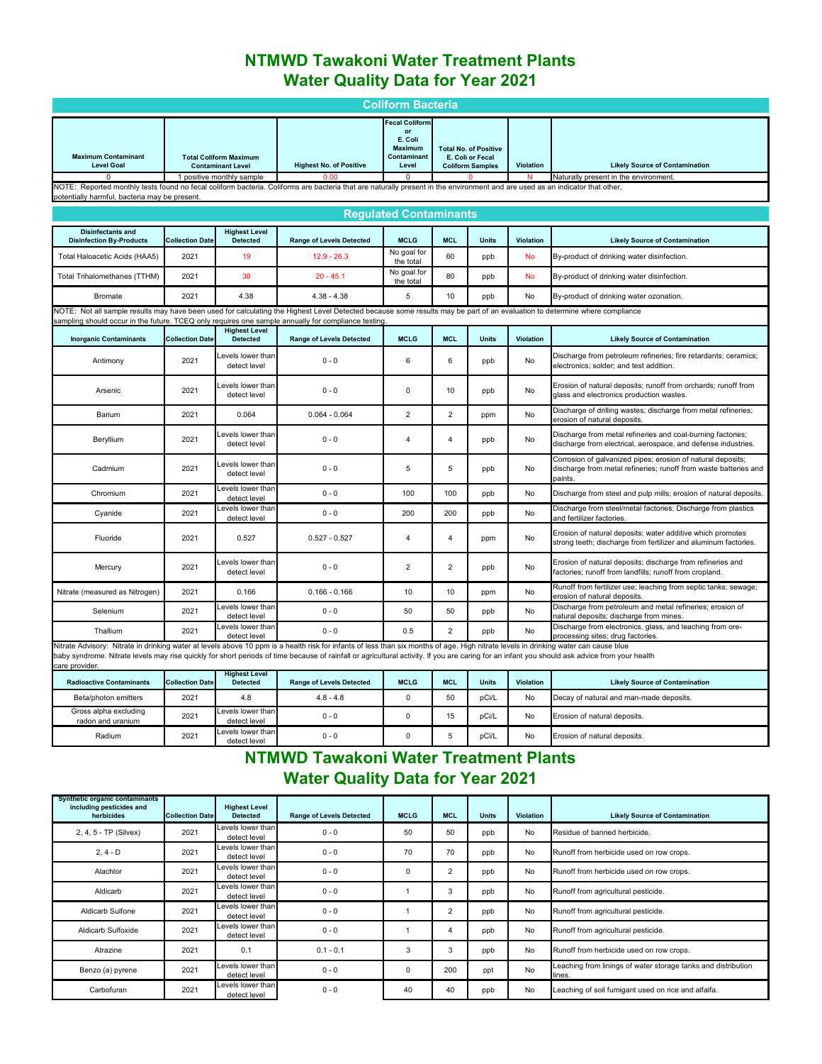# NTMWD Tawakoni Water Treatment Plants
# Water Quality Data for Year 2021

## Coliform Bacteria

| Maximum Contaminant Level Goal | Total Coliform Maximum Contaminant Level | Highest No. of Positive | Fecal Coliform or E. Coli Maximum Contaminant Level | Total No. of Positive E. Coli or Fecal Coliform Samples | Violation | Likely Source of Contamination |
|---|---|---|---|---|---|---|
| 0 | 1 positive monthly sample | 0.00 | 0 | 0 | N | Naturally present in the environment. |

NOTE: Reported monthly tests found no fecal coliform bacteria. Coliforms are bacteria that are naturally present in the environment and are used as an indicator that other, potentially harmful, bacteria may be present.

## Regulated Contaminants

| Disinfectants and Disinfection By-Products | Collection Date | Highest Level Detected | Range of Levels Detected | MCLG | MCL | Units | Violation | Likely Source of Contamination |
|---|---|---|---|---|---|---|---|---|
| Total Haloacetic Acids (HAA5) | 2021 | 19 | 12.9 - 26.3 | No goal for the total | 60 | ppb | No | By-product of drinking water disinfection. |
| Total Trihalomethanes (TTHM) | 2021 | 38 | 20 - 45.1 | No goal for the total | 80 | ppb | No | By-product of drinking water disinfection. |
| Bromate | 2021 | 4.38 | 4.38 - 4.38 | 5 | 10 | ppb | No | By-product of drinking water ozonation. |

NOTE: Not all sample results may have been used for calculating the Highest Level Detected because some results may be part of an evaluation to determine where compliance sampling should occur in the future. TCEQ only requires one sample annually for compliance testing.

| Inorganic Contaminants | Collection Date | Highest Level Detected | Range of Levels Detected | MCLG | MCL | Units | Violation | Likely Source of Contamination |
|---|---|---|---|---|---|---|---|---|
| Antimony | 2021 | Levels lower than detect level | 0 - 0 | 6 | 6 | ppb | No | Discharge from petroleum refineries; fire retardants; ceramics; electronics; solder; and test addition. |
| Arsenic | 2021 | Levels lower than detect level | 0 - 0 | 0 | 10 | ppb | No | Erosion of natural deposits; runoff from orchards; runoff from glass and electronics production wastes. |
| Barium | 2021 | 0.064 | 0.064 - 0.064 | 2 | 2 | ppm | No | Discharge of drilling wastes; discharge from metal refineries; erosion of natural deposits. |
| Beryllium | 2021 | Levels lower than detect level | 0 - 0 | 4 | 4 | ppb | No | Discharge from metal refineries and coal-burning factories; discharge from electrical, aerospace, and defense industries. |
| Cadmium | 2021 | Levels lower than detect level | 0 - 0 | 5 | 5 | ppb | No | Corrosion of galvanized pipes; erosion of natural deposits; discharge from metal refineries; runoff from waste batteries and paints. |
| Chromium | 2021 | Levels lower than detect level | 0 - 0 | 100 | 100 | ppb | No | Discharge from steel and pulp mills; erosion of natural deposits. |
| Cyanide | 2021 | Levels lower than detect level | 0 - 0 | 200 | 200 | ppb | No | Discharge from steel/metal factories; Discharge from plastics and fertilizer factories. |
| Fluoride | 2021 | 0.527 | 0.527 - 0.527 | 4 | 4 | ppm | No | Erosion of natural deposits; water additive which promotes strong teeth; discharge from fertilizer and aluminum factories. |
| Mercury | 2021 | Levels lower than detect level | 0 - 0 | 2 | 2 | ppb | No | Erosion of natural deposits; discharge from refineries and factories; runoff from landfills; runoff from cropland. |
| Nitrate (measured as Nitrogen) | 2021 | 0.166 | 0.166 - 0.166 | 10 | 10 | ppm | No | Runoff from fertilizer use; leaching from septic tanks; sewage; erosion of natural deposits. |
| Selenium | 2021 | Levels lower than detect level | 0 - 0 | 50 | 50 | ppb | No | Discharge from petroleum and metal refineries; erosion of natural deposits; discharge from mines. |
| Thallium | 2021 | Levels lower than detect level | 0 - 0 | 0.5 | 2 | ppb | No | Discharge from electronics, glass, and leaching from ore-processing sites; drug factories. |

Nitrate Advisory: Nitrate in drinking water at levels above 10 ppm is a health risk for infants of less than six months of age. High nitrate levels in drinking water can cause blue baby syndrome. Nitrate levels may rise quickly for short periods of time because of rainfall or agricultural activity. If you are caring for an infant you should ask advice from your health care provider.

| Radioactive Contaminants | Collection Date | Highest Level Detected | Range of Levels Detected | MCLG | MCL | Units | Violation | Likely Source of Contamination |
|---|---|---|---|---|---|---|---|---|
| Beta/photon emitters | 2021 | 4.8 | 4.8 - 4.8 | 0 | 50 | pCi/L | No | Decay of natural and man-made deposits. |
| Gross alpha excluding radon and uranium | 2021 | Levels lower than detect level | 0 - 0 | 0 | 15 | pCi/L | No | Erosion of natural deposits. |
| Radium | 2021 | Levels lower than detect level | 0 - 0 | 0 | 5 | pCi/L | No | Erosion of natural deposits. |

# NTMWD Tawakoni Water Treatment Plants
# Water Quality Data for Year 2021

| Synthetic organic contaminants including pesticides and herbicides | Collection Date | Highest Level Detected | Range of Levels Detected | MCLG | MCL | Units | Violation | Likely Source of Contamination |
|---|---|---|---|---|---|---|---|---|
| 2, 4, 5 - TP (Silvex) | 2021 | Levels lower than detect level | 0 - 0 | 50 | 50 | ppb | No | Residue of banned herbicide. |
| 2, 4 - D | 2021 | Levels lower than detect level | 0 - 0 | 70 | 70 | ppb | No | Runoff from herbicide used on row crops. |
| Alachlor | 2021 | Levels lower than detect level | 0 - 0 | 0 | 2 | ppb | No | Runoff from herbicide used on row crops. |
| Aldicarb | 2021 | Levels lower than detect level | 0 - 0 | 1 | 3 | ppb | No | Runoff from agricultural pesticide. |
| Aldicarb Sulfone | 2021 | Levels lower than detect level | 0 - 0 | 1 | 2 | ppb | No | Runoff from agricultural pesticide. |
| Aldicarb Sulfoxide | 2021 | Levels lower than detect level | 0 - 0 | 1 | 4 | ppb | No | Runoff from agricultural pesticide. |
| Atrazine | 2021 | 0.1 | 0.1 - 0.1 | 3 | 3 | ppb | No | Runoff from herbicide used on row crops. |
| Benzo (a) pyrene | 2021 | Levels lower than detect level | 0 - 0 | 0 | 200 | ppt | No | Leaching from linings of water storage tanks and distribution lines. |
| Carbofuran | 2021 | Levels lower than detect level | 0 - 0 | 40 | 40 | ppb | No | Leaching of soil fumigant used on rice and alfalfa. |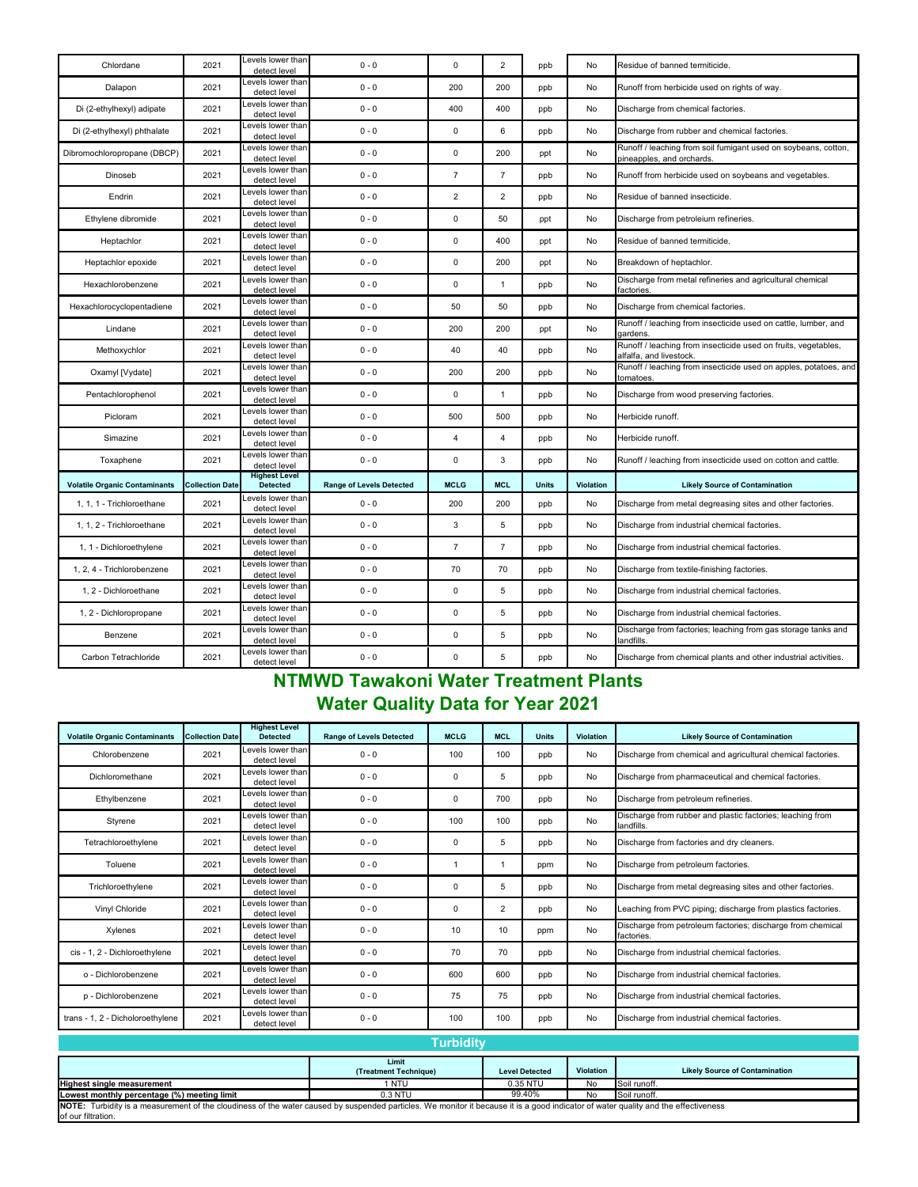| Chlordane | 2021 | Levels lower than detect level | 0 - 0 | 0 | 2 | ppb | No | Residue of banned termiticide. |
|---|---|---|---|---|---|---|---|---|
| Dalapon | 2021 | Levels lower than detect level | 0 - 0 | 200 | 200 | ppb | No | Runoff from herbicide used on rights of way. |
| Di (2-ethylhexyl) adipate | 2021 | Levels lower than detect level | 0 - 0 | 400 | 400 | ppb | No | Discharge from chemical factories. |
| Di (2-ethylhexyl) phthalate | 2021 | Levels lower than detect level | 0 - 0 | 0 | 6 | ppb | No | Discharge from rubber and chemical factories. |
| Dibromochloropropane (DBCP) | 2021 | Levels lower than detect level | 0 - 0 | 0 | 200 | ppt | No | Runoff / leaching from soil fumigant used on soybeans, cotton, pineapples, and orchards. |
| Dinoseb | 2021 | Levels lower than detect level | 0 - 0 | 7 | 7 | ppb | No | Runoff from herbicide used on soybeans and vegetables. |
| Endrin | 2021 | Levels lower than detect level | 0 - 0 | 2 | 2 | ppb | No | Residue of banned insecticide. |
| Ethylene dibromide | 2021 | Levels lower than detect level | 0 - 0 | 0 | 50 | ppt | No | Discharge from petroleium refineries. |
| Heptachlor | 2021 | Levels lower than detect level | 0 - 0 | 0 | 400 | ppt | No | Residue of banned termiticide. |
| Heptachlor epoxide | 2021 | Levels lower than detect level | 0 - 0 | 0 | 200 | ppt | No | Breakdown of heptachlor. |
| Hexachlorobenzene | 2021 | Levels lower than detect level | 0 - 0 | 0 | 1 | ppb | No | Discharge from metal refineries and agricultural chemical factories. |
| Hexachlorocyclopentadiene | 2021 | Levels lower than detect level | 0 - 0 | 50 | 50 | ppb | No | Discharge from chemical factories. |
| Lindane | 2021 | Levels lower than detect level | 0 - 0 | 200 | 200 | ppt | No | Runoff / leaching from insecticide used on cattle, lumber, and gardens. |
| Methoxychlor | 2021 | Levels lower than detect level | 0 - 0 | 40 | 40 | ppb | No | Runoff / leaching from insecticide used on fruits, vegetables, alfalfa, and livestock. |
| Oxamyl [Vydate] | 2021 | Levels lower than detect level | 0 - 0 | 200 | 200 | ppb | No | Runoff / leaching from insecticide used on apples, potatoes, and tomatoes. |
| Pentachlorophenol | 2021 | Levels lower than detect level | 0 - 0 | 0 | 1 | ppb | No | Discharge from wood preserving factories. |
| Picloram | 2021 | Levels lower than detect level | 0 - 0 | 500 | 500 | ppb | No | Herbicide runoff. |
| Simazine | 2021 | Levels lower than detect level | 0 - 0 | 4 | 4 | ppb | No | Herbicide runoff. |
| Toxaphene | 2021 | Levels lower than detect level | 0 - 0 | 0 | 3 | ppb | No | Runoff / leaching from insecticide used on cotton and cattle. |

| Volatile Organic Contaminants | Collection Date | Highest Level Detected | Range of Levels Detected | MCLG | MCL | Units | Violation | Likely Source of Contamination |
|---|---|---|---|---|---|---|---|---|
| 1, 1, 1 - Trichloroethane | 2021 | Levels lower than detect level | 0 - 0 | 200 | 200 | ppb | No | Discharge from metal degreasing sites and other factories. |
| 1, 1, 2 - Trichloroethane | 2021 | Levels lower than detect level | 0 - 0 | 3 | 5 | ppb | No | Discharge from industrial chemical factories. |
| 1, 1 - Dichloroethylene | 2021 | Levels lower than detect level | 0 - 0 | 7 | 7 | ppb | No | Discharge from industrial chemical factories. |
| 1, 2, 4 - Trichlorobenzene | 2021 | Levels lower than detect level | 0 - 0 | 70 | 70 | ppb | No | Discharge from textile-finishing factories. |
| 1, 2 - Dichloroethane | 2021 | Levels lower than detect level | 0 - 0 | 0 | 5 | ppb | No | Discharge from industrial chemical factories. |
| 1, 2 - Dichloropropane | 2021 | Levels lower than detect level | 0 - 0 | 0 | 5 | ppb | No | Discharge from industrial chemical factories. |
| Benzene | 2021 | Levels lower than detect level | 0 - 0 | 0 | 5 | ppb | No | Discharge from factories; leaching from gas storage tanks and landfills. |
| Carbon Tetrachloride | 2021 | Levels lower than detect level | 0 - 0 | 0 | 5 | ppb | No | Discharge from chemical plants and other industrial activities. |

## NTMWD Tawakoni Water Treatment Plants
## Water Quality Data for Year 2021

| Volatile Organic Contaminants | Collection Date | Highest Level Detected | Range of Levels Detected | MCLG | MCL | Units | Violation | Likely Source of Contamination |
|---|---|---|---|---|---|---|---|---|
| Chlorobenzene | 2021 | Levels lower than detect level | 0 - 0 | 100 | 100 | ppb | No | Discharge from chemical and agricultural chemical factories. |
| Dichloromethane | 2021 | Levels lower than detect level | 0 - 0 | 0 | 5 | ppb | No | Discharge from pharmaceutical and chemical factories. |
| Ethylbenzene | 2021 | Levels lower than detect level | 0 - 0 | 0 | 700 | ppb | No | Discharge from petroleum refineries. |
| Styrene | 2021 | Levels lower than detect level | 0 - 0 | 100 | 100 | ppb | No | Discharge from rubber and plastic factories; leaching from landfills. |
| Tetrachloroethylene | 2021 | Levels lower than detect level | 0 - 0 | 0 | 5 | ppb | No | Discharge from factories and dry cleaners. |
| Toluene | 2021 | Levels lower than detect level | 0 - 0 | 1 | 1 | ppm | No | Discharge from petroleum factories. |
| Trichloroethylene | 2021 | Levels lower than detect level | 0 - 0 | 0 | 5 | ppb | No | Discharge from metal degreasing sites and other factories. |
| Vinyl Chloride | 2021 | Levels lower than detect level | 0 - 0 | 0 | 2 | ppb | No | Leaching from PVC piping; discharge from plastics factories. |
| Xylenes | 2021 | Levels lower than detect level | 0 - 0 | 10 | 10 | ppm | No | Discharge from petroleum factories; discharge from chemical factories. |
| cis - 1, 2 - Dichloroethylene | 2021 | Levels lower than detect level | 0 - 0 | 70 | 70 | ppb | No | Discharge from industrial chemical factories. |
| o - Dichlorobenzene | 2021 | Levels lower than detect level | 0 - 0 | 600 | 600 | ppb | No | Discharge from industrial chemical factories. |
| p - Dichlorobenzene | 2021 | Levels lower than detect level | 0 - 0 | 75 | 75 | ppb | No | Discharge from industrial chemical factories. |
| trans - 1, 2 - Dicholoroethylene | 2021 | Levels lower than detect level | 0 - 0 | 100 | 100 | ppb | No | Discharge from industrial chemical factories. |

### Turbidity

| | Limit (Treatment Technique) | Level Detected | Violation | Likely Source of Contamination |
|---|---|---|---|---|
| **Highest single measurement** | 1 NTU | 0.35 NTU | No | Soil runoff. |
| **Lowest monthly percentage (%) meeting limit** | 0.3 NTU | 99.40% | No | Soil runoff. |

**NOTE:** Turbidity is a measurement of the cloudiness of the water caused by suspended particles. We monitor it because it is a good indicator of water quality and the effectiveness of our filtration.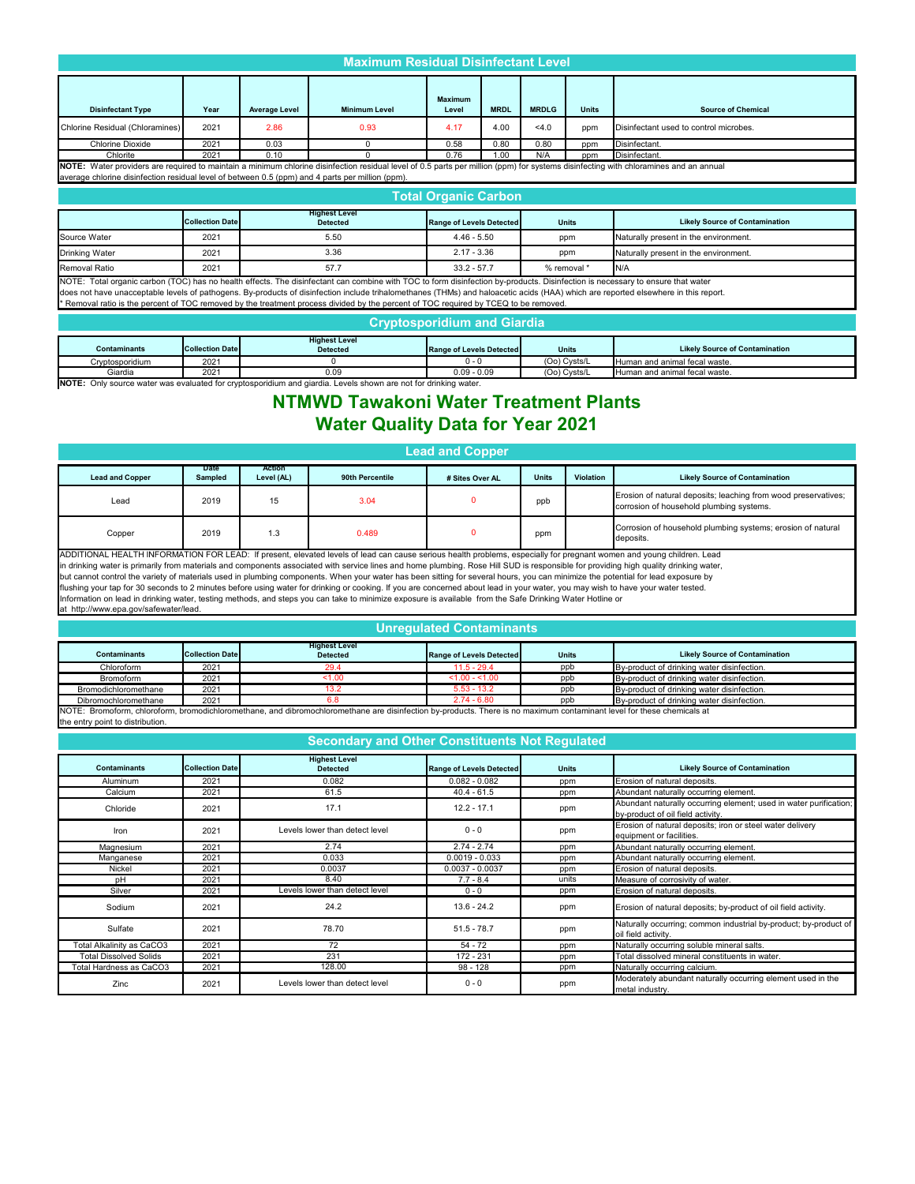## Maximum Residual Disinfectant Level

| Disinfectant Type | Year | Average Level | Minimum Level | Maximum Level | MRDL | MRDLG | Units | Source of Chemical |
|---|---|---|---|---|---|---|---|---|
| Chlorine Residual (Chloramines) | 2021 | 2.86 | 0.93 | 4.17 | 4.00 | <4.0 | ppm | Disinfectant used to control microbes. |
| Chlorine Dioxide | 2021 | 0.03 | 0 | 0.58 | 0.80 | 0.80 | ppm | Disinfectant. |
| Chlorite | 2021 | 0.10 | 0 | 0.76 | 1.00 | N/A | ppm | Disinfectant. |

**NOTE:** Water providers are required to maintain a minimum chlorine disinfection residual level of 0.5 parts per million (ppm) for systems disinfecting with chloramines and an annual average chlorine disinfection residual level of between 0.5 (ppm) and 4 parts per million (ppm).

## Total Organic Carbon

| | Collection Date | Highest Level Detected | Range of Levels Detected | Units | Likely Source of Contamination |
|---|---|---|---|---|---|
| Source Water | 2021 | 5.50 | 4.46 - 5.50 | ppm | Naturally present in the environment. |
| Drinking Water | 2021 | 3.36 | 2.17 - 3.36 | ppm | Naturally present in the environment. |
| Removal Ratio | 2021 | 57.7 | 33.2 - 57.7 | % removal * | N/A |

NOTE: Total organic carbon (TOC) has no health effects. The disinfectant can combine with TOC to form disinfection by-products. Disinfection is necessary to ensure that water does not have unacceptable levels of pathogens. By-products of disinfection include trihalomethanes (THMs) and haloacetic acids (HAA) which are reported elsewhere in this report.
* Removal ratio is the percent of TOC removed by the treatment process divided by the percent of TOC required by TCEQ to be removed.

## Cryptosporidium and Giardia

| Contaminants | Collection Date | Highest Level Detected | Range of Levels Detected | Units | Likely Source of Contamination |
|---|---|---|---|---|---|
| Cryptosporidium | 2021 | 0 | 0 - 0 | (Oo) Cysts/L | Human and animal fecal waste. |
| Giardia | 2021 | 0.09 | 0.09 - 0.09 | (Oo) Cysts/L | Human and animal fecal waste. |

**NOTE:** Only source water was evaluated for cryptosporidium and giardia. Levels shown are not for drinking water.

# NTMWD Tawakoni Water Treatment Plants
# Water Quality Data for Year 2021

## Lead and Copper

| Lead and Copper | Date Sampled | Action Level (AL) | 90th Percentile | # Sites Over AL | Units | Violation | Likely Source of Contamination |
|---|---|---|---|---|---|---|---|
| Lead | 2019 | 15 | 3.04 | 0 | ppb | | Erosion of natural deposits; leaching from wood preservatives; corrosion of household plumbing systems. |
| Copper | 2019 | 1.3 | 0.489 | 0 | ppm | | Corrosion of household plumbing systems; erosion of natural deposits. |

ADDITIONAL HEALTH INFORMATION FOR LEAD: If present, elevated levels of lead can cause serious health problems, especially for pregnant women and young children. Lead in drinking water is primarily from materials and components associated with service lines and home plumbing. Rose Hill SUD is responsible for providing high quality drinking water, but cannot control the variety of materials used in plumbing components. When your water has been sitting for several hours, you can minimize the potential for lead exposure by flushing your tap for 30 seconds to 2 minutes before using water for drinking or cooking. If you are concerned about lead in your water, you may wish to have your water tested. Information on lead in drinking water, testing methods, and steps you can take to minimize exposure is available from the Safe Drinking Water Hotline or at http://www.epa.gov/safewater/lead.

## Unregulated Contaminants

| Contaminants | Collection Date | Highest Level Detected | Range of Levels Detected | Units | Likely Source of Contamination |
|---|---|---|---|---|---|
| Chloroform | 2021 | 29.4 | 11.5 - 29.4 | ppb | By-product of drinking water disinfection. |
| Bromoform | 2021 | <1.00 | <1.00 - <1.00 | ppb | By-product of drinking water disinfection. |
| Bromodichloromethane | 2021 | 13.2 | 5.53 - 13.2 | ppb | By-product of drinking water disinfection. |
| Dibromochloromethane | 2021 | 6.8 | 2.74 - 6.80 | ppb | By-product of drinking water disinfection. |

NOTE: Bromoform, chloroform, bromodichloromethane, and dibromochloromethane are disinfection by-products. There is no maximum contaminant level for these chemicals at the entry point to distribution.

## Secondary and Other Constituents Not Regulated

| Contaminants | Collection Date | Highest Level Detected | Range of Levels Detected | Units | Likely Source of Contamination |
|---|---|---|---|---|---|
| Aluminum | 2021 | 0.082 | 0.082 - 0.082 | ppm | Erosion of natural deposits. |
| Calcium | 2021 | 61.5 | 40.4 - 61.5 | ppm | Abundant naturally occurring element. |
| Chloride | 2021 | 17.1 | 12.2 - 17.1 | ppm | Abundant naturally occurring element; used in water purification; by-product of oil field activity. |
| Iron | 2021 | Levels lower than detect level | 0 - 0 | ppm | Erosion of natural deposits; iron or steel water delivery equipment or facilities. |
| Magnesium | 2021 | 2.74 | 2.74 - 2.74 | ppm | Abundant naturally occurring element. |
| Manganese | 2021 | 0.033 | 0.0019 - 0.033 | ppm | Abundant naturally occurring element. |
| Nickel | 2021 | 0.0037 | 0.0037 - 0.0037 | ppm | Erosion of natural deposits. |
| pH | 2021 | 8.40 | 7.7 - 8.4 | units | Measure of corrosivity of water. |
| Silver | 2021 | Levels lower than detect level | 0 - 0 | ppm | Erosion of natural deposits. |
| Sodium | 2021 | 24.2 | 13.6 - 24.2 | ppm | Erosion of natural deposits; by-product of oil field activity. |
| Sulfate | 2021 | 78.70 | 51.5 - 78.7 | ppm | Naturally occurring; common industrial by-product; by-product of oil field activity. |
| Total Alkalinity as CaCO3 | 2021 | 72 | 54 - 72 | ppm | Naturally occurring soluble mineral salts. |
| Total Dissolved Solids | 2021 | 231 | 172 - 231 | ppm | Total dissolved mineral constituents in water. |
| Total Hardness as CaCO3 | 2021 | 128.00 | 98 - 128 | ppm | Naturally occurring calcium. |
| Zinc | 2021 | Levels lower than detect level | 0 - 0 | ppm | Moderately abundant naturally occurring element used in the metal industry. |